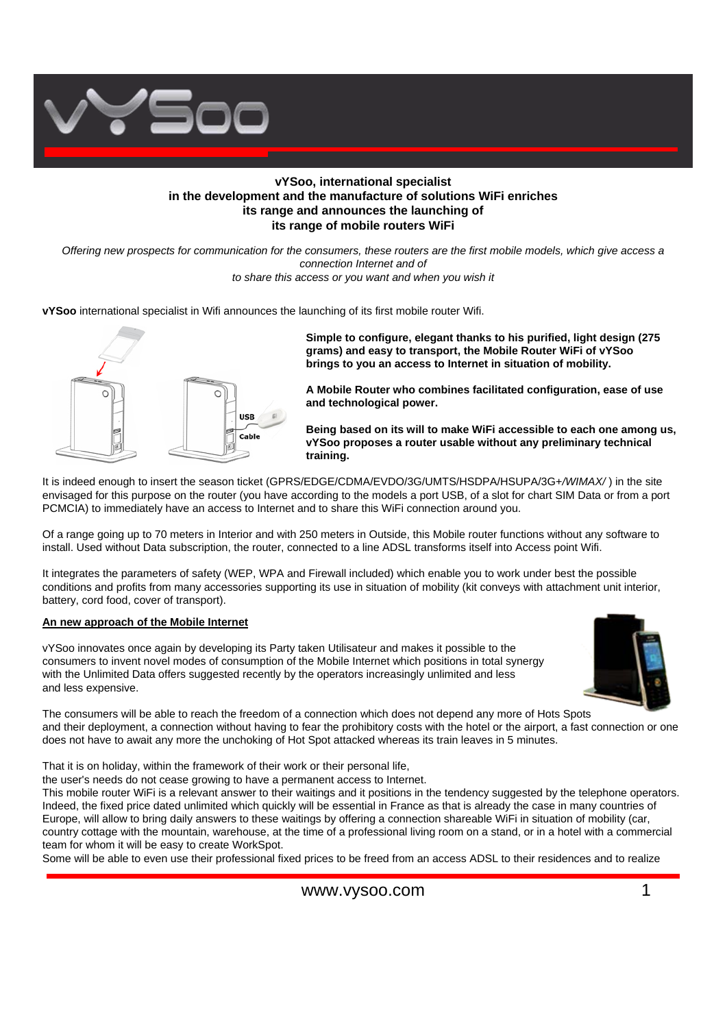**vYSoo, international specialist in the development and the manufacture of solutions WiFi enriches its range and announces the launching of its range of mobile routers WiFi**

*Offering new prospects for communication for the consumers, these routers are the first mobile models, which give access a connection Internet and of to share this access or you want and when you wish it*

**vYSoo** international specialist in Wifi announces the launching of its first mobile router Wifi.

**Simple to configure, elegant thanks to his purified, light design (275 grams) and easy to transport, the Mobile Router WiFi of vYSoo brings to you an access to Internet in situation of mobility.**

**A Mobile Router who combines facilitated configuration, ease of use and technological power.**

**Being based on its will to make WiFi accessible to each one among us, vYSoo proposes a router usable without any preliminary technical training.**

It is indeed enough to insert the season ticket (GPRS/EDGE/CDMA/EVDO/3G/UMTS/HSDPA/HSUPA/3G+/*WIMAX/* ) in the site envisaged for this purpose on the router (you have according to the models a port USB, of a slot for chart SIM Data or from a port PCMCIA) to immediately have an access to Internet and to share this WiFi connection around you.

Of a range going up to 70 meters in Interior and with 250 meters in Outside, this Mobile router functions without any software to install. Used without Data subscription, the router, connected to a line ADSL transforms itself into Access point Wifi.

It integrates the parameters of safety (WEP, WPA and Firewall included) which enable you to work under best the possible conditions and profits from many accessories supporting its use in situation of mobility (kit conveys with attachment unit interior, battery, cord food, cover of transport).

**An new approach of the Mobile Internet**

vYSoo innovates once again by developing its Party taken Utilisateur and makes it possible to the consumers to invent novel modes of consumption of the Mobile Internet which positions in total synergy with the Unlimited Data offers suggested recently by the operators increasingly unlimited and less and less expensive.

The consumers will be able to reach the freedom of a connection which does not depend any more of Hots Spots and their deployment, a connection without having to fear the prohibitory costs with the hotel or the airport, a fast connection or one does not have to await any more the unchoking of Hot Spot attacked whereas its train leaves in 5 minutes.

That it is on holiday, within the framework of their work or their personal life,
the user's needs do not cease growing to have a permanent access to Internet.
This mobile router WiFi is a relevant answer to their waitings and it positions in the tendency suggested by the telephone operators. Indeed, the fixed price dated unlimited which quickly will be essential in France as that is already the case in many countries of Europe, will allow to bring daily answers to these waitings by offering a connection shareable WiFi in situation of mobility (car, country cottage with the mountain, warehouse, at the time of a professional living room on a stand, or in a hotel with a commercial team for whom it will be easy to create WorkSpot.
Some will be able to even use their professional fixed prices to be freed from an access ADSL to their residences and to realize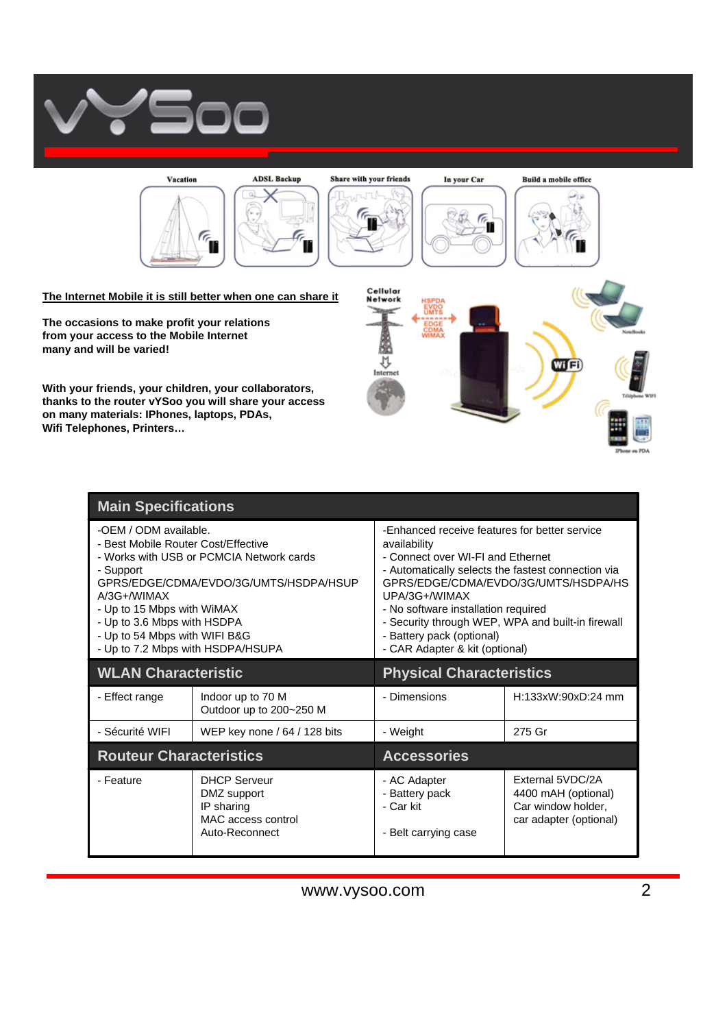**The Internet Mobile it is still better when one can share it**

**The occasions to make profit your relations from your access to the Mobile Internet many and will be varied!**

**With your friends, your children, your collaborators, thanks to the router vYSoo you will share your access on many materials: IPhones, laptops, PDAs, Wifi Telephones, Printers…**

| Main Specifications | | | |
|---|---|---|---|
| -OEM / ODM available.<br>- Best Mobile Router Cost/Effective<br>- Works with USB or PCMCIA Network cards<br>- Support GPRS/EDGE/CDMA/EVDO/3G/UMTS/HSDPA/HSUPA/3G+/WIMAX<br>- Up to 15 Mbps with WiMAX<br>- Up to 3.6 Mbps with HSDPA<br>- Up to 54 Mbps with WIFI B&G<br>- Up to 7.2 Mbps with HSDPA/HSUPA | | -Enhanced receive features for better service availability<br>- Connect over WI-FI and Ethernet<br>- Automatically selects the fastest connection via GPRS/EDGE/CDMA/EVDO/3G/UMTS/HSDPA/HSUPA/3G+/WIMAX<br>- No software installation required<br>- Security through WEP, WPA and built-in firewall<br>- Battery pack (optional)<br>- CAR Adapter & kit (optional) | |
| **WLAN Characteristic** | | **Physical Characteristics** | |
| - Effect range | Indoor up to 70 M<br>Outdoor up to 200~250 M | - Dimensions | H:133xW:90xD:24 mm |
| - Sécurité WIFI | WEP key none / 64 / 128 bits | - Weight | 275 Gr |
| **Routeur Characteristics** | | **Accessories** | |
| - Feature | DHCP Serveur<br>DMZ support<br>IP sharing<br>MAC access control<br>Auto-Reconnect | - AC Adapter<br>- Battery pack<br>- Car kit<br><br>- Belt carrying case | External 5VDC/2A<br>4400 mAH (optional)<br>Car window holder, car adapter (optional) |

www.vysoo.com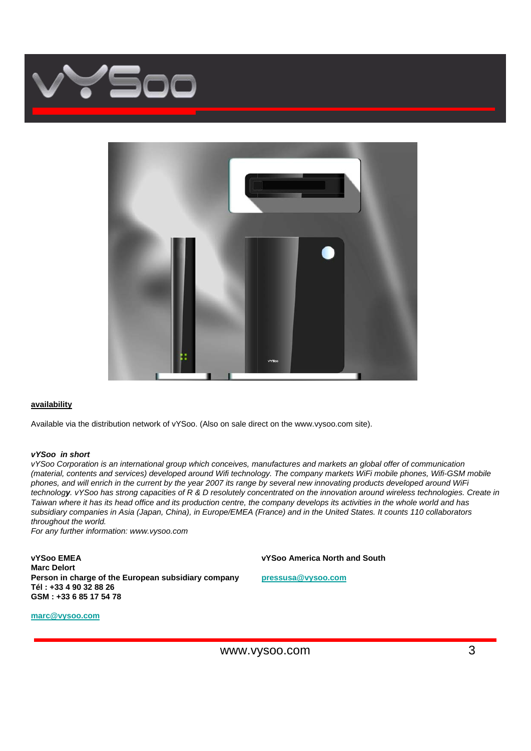**availability**

Available via the distribution network of vYSoo. (Also on sale direct on the www.vysoo.com site).

***vYSoo in short***

*vYSoo Corporation is an international group which conceives, manufactures and markets an global offer of communication (material, contents and services) developed around Wifi technology. The company markets WiFi mobile phones, Wifi-GSM mobile phones, and will enrich in the current by the year 2007 its range by several new innovating products developed around WiFi technology. vYSoo has strong capacities of R & D resolutely concentrated on the innovation around wireless technologies. Create in Taiwan where it has its head office and its production centre, the company develops its activities in the whole world and has subsidiary companies in Asia (Japan, China), in Europe/EMEA (France) and in the United States. It counts 110 collaborators throughout the world.*

*For any further information: www.vysoo.com*

**vYSoo EMEA**
**Marc Delort**
**Person in charge of the European subsidiary company**
**Tél : +33 4 90 32 88 26**
**GSM : +33 6 85 17 54 78**

**marc@vysoo.com**

**vYSoo America North and South**

**pressusa@vysoo.com**

www.vysoo.com